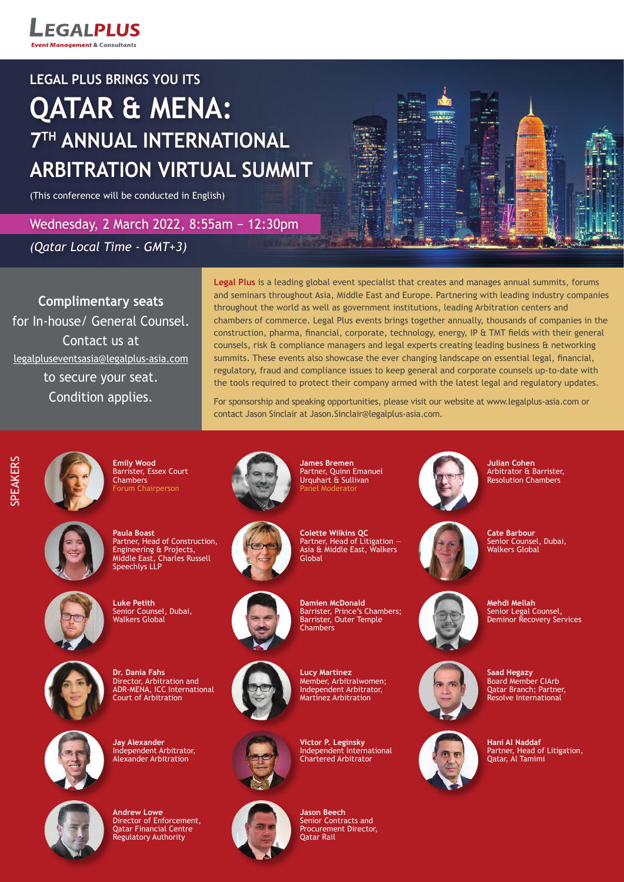**LEGALPLUS**
*Event Management & Consultants*

## LEGAL PLUS BRINGS YOU ITS

# QATAR & MENA: 7TH ANNUAL INTERNATIONAL ARBITRATION VIRTUAL SUMMIT

(This conference will be conducted in English)

Wednesday, 2 March 2022, 8:55am – 12:30pm

*(Qatar Local Time - GMT+3)*

**Complimentary seats** for In-house/ General Counsel. Contact us at legalpluseventsasia@legalplus-asia.com to secure your seat. Condition applies.

**Legal Plus** is a leading global event specialist that creates and manages annual summits, forums and seminars throughout Asia, Middle East and Europe. Partnering with leading industry companies throughout the world as well as government institutions, leading Arbitration centers and chambers of commerce. Legal Plus events brings together annually, thousands of companies in the construction, pharma, financial, corporate, technology, energy, IP & TMT fields with their general counsels, risk & compliance managers and legal experts creating leading business & networking summits. These events also showcase the ever changing landscape on essential legal, financial, regulatory, fraud and compliance issues to keep general and corporate counsels up-to-date with the tools required to protect their company armed with the latest legal and regulatory updates.

For sponsorship and speaking opportunities, please visit our website at www.legalplus-asia.com or contact Jason Sinclair at Jason.Sinclair@legalplus-asia.com.

## SPEAKERS

**Emily Wood**
Barrister, Essex Court Chambers
Forum Chairperson

**James Bremen**
Partner, Quinn Emanuel Urquhart & Sullivan
Panel Moderator

**Julian Cohen**
Arbitrator & Barrister, Resolution Chambers

**Paula Boast**
Partner, Head of Construction, Engineering & Projects, Middle East, Charles Russell Speechlys LLP

**Colette Wilkins QC**
Partner, Head of Litigation — Asia & Middle East, Walkers Global

**Cate Barbour**
Senior Counsel, Dubai, Walkers Global

**Luke Petith**
Senior Counsel, Dubai, Walkers Global

**Damien McDonald**
Barrister, Prince's Chambers; Barrister, Outer Temple Chambers

**Mehdi Mellah**
Senior Legal Counsel, Deminor Recovery Services

**Dr. Dania Fahs**
Director, Arbitration and ADR-MENA, ICC International Court of Arbitration

**Lucy Martinez**
Member, Arbitralwomen; Independent Arbitrator, Martinez Arbitration

**Saad Hegazy**
Board Member CIArb Qatar Branch; Partner, Resolve International

**Jay Alexander**
Independent Arbitrator, Alexander Arbitration

**Victor P. Leginsky**
Independent International Chartered Arbitrator

**Hani Al Naddaf**
Partner, Head of Litigation, Qatar, Al Tamimi

**Andrew Lowe**
Director of Enforcement, Qatar Financial Centre Regulatory Authority

**Jason Beech**
Senior Contracts and Procurement Director, Qatar Rail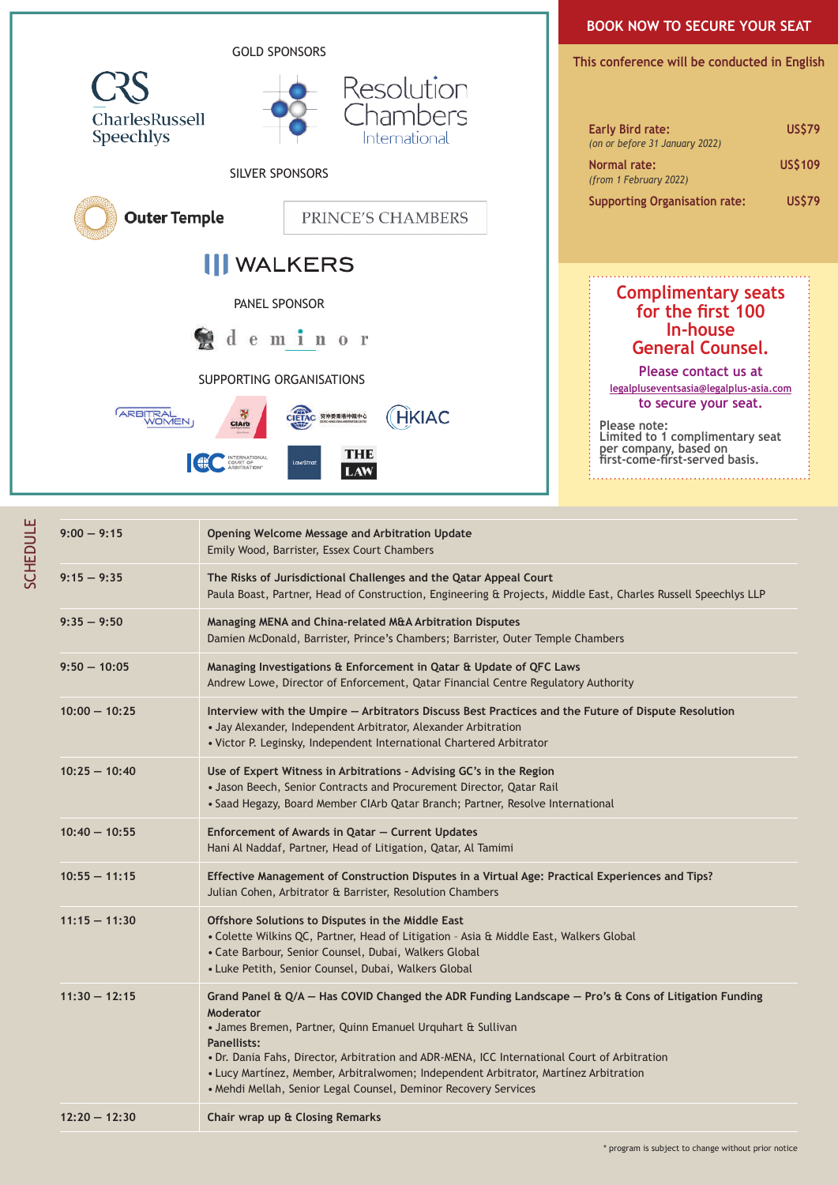GOLD SPONSORS

CharlesRussell Speechlys

Resolution Chambers International

SILVER SPONSORS

Outer Temple

PRINCE'S CHAMBERS

WALKERS

PANEL SPONSOR

deminor

SUPPORTING ORGANISATIONS

ARBITRAL WOMEN | CIArb | CIETAC | HKIAC | ICC International Court of Arbitration | LawStrat | THE LAW

## BOOK NOW TO SECURE YOUR SEAT

**This conference will be conducted in English**

| | |
|---|---|
| **Early Bird rate:** *(on or before 31 January 2022)* | **US$79** |
| **Normal rate:** *(from 1 February 2022)* | **US$109** |
| **Supporting Organisation rate:** | **US$79** |

**Complimentary seats for the first 100 In-house General Counsel.**

**Please contact us at** legalpluseventsasia@legalplus-asia.com **to secure your seat.**

Please note:
Limited to 1 complimentary seat per company, based on first-come-first-served basis.

## SCHEDULE

| Time | Session |
|---|---|
| 9:00 — 9:15 | **Opening Welcome Message and Arbitration Update**<br>Emily Wood, Barrister, Essex Court Chambers |
| 9:15 — 9:35 | **The Risks of Jurisdictional Challenges and the Qatar Appeal Court**<br>Paula Boast, Partner, Head of Construction, Engineering & Projects, Middle East, Charles Russell Speechlys LLP |
| 9:35 — 9:50 | **Managing MENA and China-related M&A Arbitration Disputes**<br>Damien McDonald, Barrister, Prince's Chambers; Barrister, Outer Temple Chambers |
| 9:50 — 10:05 | **Managing Investigations & Enforcement in Qatar & Update of QFC Laws**<br>Andrew Lowe, Director of Enforcement, Qatar Financial Centre Regulatory Authority |
| 10:00 — 10:25 | **Interview with the Umpire — Arbitrators Discuss Best Practices and the Future of Dispute Resolution**<br>• Jay Alexander, Independent Arbitrator, Alexander Arbitration<br>• Victor P. Leginsky, Independent International Chartered Arbitrator |
| 10:25 — 10:40 | **Use of Expert Witness in Arbitrations - Advising GC's in the Region**<br>• Jason Beech, Senior Contracts and Procurement Director, Qatar Rail<br>• Saad Hegazy, Board Member CIArb Qatar Branch; Partner, Resolve International |
| 10:40 — 10:55 | **Enforcement of Awards in Qatar — Current Updates**<br>Hani Al Naddaf, Partner, Head of Litigation, Qatar, Al Tamimi |
| 10:55 — 11:15 | **Effective Management of Construction Disputes in a Virtual Age: Practical Experiences and Tips?**<br>Julian Cohen, Arbitrator & Barrister, Resolution Chambers |
| 11:15 — 11:30 | **Offshore Solutions to Disputes in the Middle East**<br>• Colette Wilkins QC, Partner, Head of Litigation - Asia & Middle East, Walkers Global<br>• Cate Barbour, Senior Counsel, Dubai, Walkers Global<br>• Luke Petith, Senior Counsel, Dubai, Walkers Global |
| 11:30 — 12:15 | **Grand Panel & Q/A — Has COVID Changed the ADR Funding Landscape — Pro's & Cons of Litigation Funding**<br>**Moderator**<br>• James Bremen, Partner, Quinn Emanuel Urquhart & Sullivan<br>**Panellists:**<br>• Dr. Dania Fahs, Director, Arbitration and ADR-MENA, ICC International Court of Arbitration<br>• Lucy Martínez, Member, Arbitralwomen; Independent Arbitrator, Martínez Arbitration<br>• Mehdi Mellah, Senior Legal Counsel, Deminor Recovery Services |
| 12:20 — 12:30 | **Chair wrap up & Closing Remarks** |

* program is subject to change without prior notice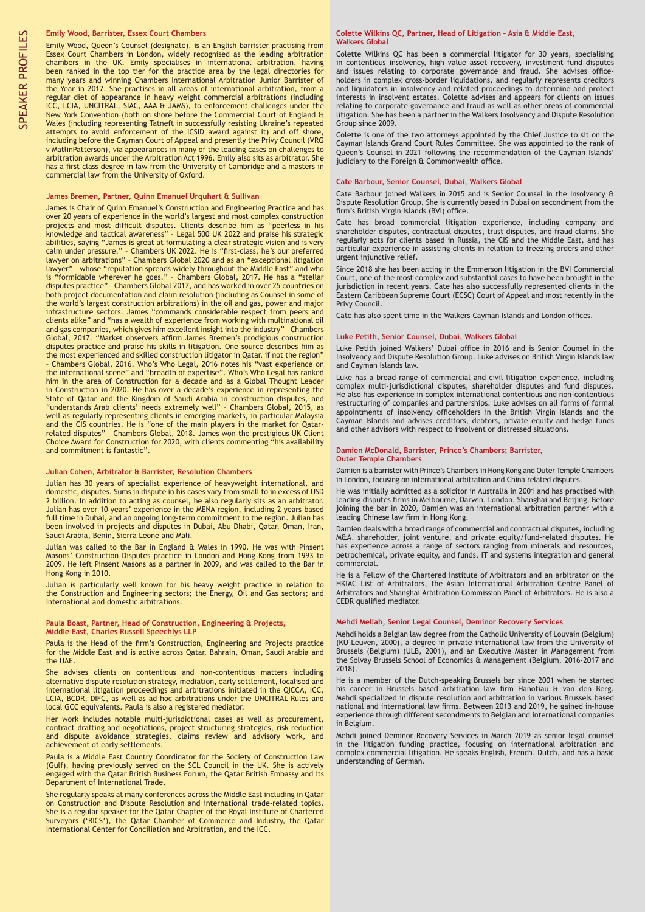# SPEAKER PROFILES

### Emily Wood, Barrister, Essex Court Chambers

Emily Wood, Queen's Counsel (designate), is an English barrister practising from Essex Court Chambers in London, widely recognised as the leading arbitration chambers in the UK. Emily specialises in international arbitration, having been ranked in the top tier for the practice area by the legal directories for many years and winning Chambers International Arbitration Junior Barrister of the Year in 2017. She practises in all areas of international arbitration, from a regular diet of appearance in heavy weight commercial arbitrations (including ICC, LCIA, UNCITRAL, SIAC, AAA & JAMS), to enforcement challenges under the New York Convention (both on shore before the Commercial Court of England & Wales (including representing Tatneft in successfully resisting Ukraine's repeated attempts to avoid enforcement of the ICSID award against it) and off shore, including before the Cayman Court of Appeal and presently the Privy Council (VRG v MatlinPatterson), via appearances in many of the leading cases on challenges to arbitration awards under the Arbitration Act 1996. Emily also sits as arbitrator. She has a first class degree in law from the University of Cambridge and a masters in commercial law from the University of Oxford.

### James Bremen, Partner, Quinn Emanuel Urquhart & Sullivan

James is Chair of Quinn Emanuel's Construction and Engineering Practice and has over 20 years of experience in the world's largest and most complex construction projects and most difficult disputes. Clients describe him as "peerless in his knowledge and tactical awareness" – Legal 500 UK 2022 and praise his strategic abilities, saying "James is great at formulating a clear strategic vision and is very calm under pressure." – Chambers UK 2022. He is "first-class, he's our preferred lawyer on arbitrations" – Chambers Global 2020 and as an "exceptional litigation lawyer" – whose "reputation spreads widely throughout the Middle East" and who is "formidable wherever he goes." – Chambers Global, 2017. He has a "stellar disputes practice" – Chambers Global 2017, and has worked in over 25 countries on both project documentation and claim resolution (including as Counsel in some of the world's largest construction arbitrations) in the oil and gas, power and major infrastructure sectors. James "commands considerable respect from peers and clients alike" and "has a wealth of experience from working with multinational oil and gas companies, which gives him excellent insight into the industry" – Chambers Global, 2017. "Market observers affirm James Bremen's prodigious construction disputes practice and praise his skills in litigation. One source describes him as the most experienced and skilled construction litigator in Qatar, if not the region" – Chambers Global, 2016. Who's Who Legal, 2016 notes his "vast experience on the international scene" and "breadth of expertise". Who's Who Legal has ranked him in the area of Construction for a decade and as a Global Thought Leader in Construction in 2020. He has over a decade's experience in representing the State of Qatar and the Kingdom of Saudi Arabia in construction disputes, and "understands Arab clients' needs extremely well" – Chambers Global, 2015, as well as regularly representing clients in emerging markets, in particular Malaysia and the CIS countries. He is "one of the main players in the market for Qatar-related disputes" – Chambers Global, 2018. James won the prestigious UK Client Choice Award for Construction for 2020, with clients commenting "his availability and commitment is fantastic".

### Julian Cohen, Arbitrator & Barrister, Resolution Chambers

Julian has 30 years of specialist experience of heavyweight international, and domestic, disputes. Sums in dispute in his cases vary from small to in excess of USD 2 billion. In addition to acting as counsel, he also regularly sits as an arbitrator. Julian has over 10 years' experience in the MENA region, including 2 years based full time in Dubai, and an ongoing long-term commitment to the region. Julian has been involved in projects and disputes in Dubai, Abu Dhabi, Qatar, Oman, Iran, Saudi Arabia, Benin, Sierra Leone and Mali.

Julian was called to the Bar in England & Wales in 1990. He was with Pinsent Masons' Construction Disputes practice in London and Hong Kong from 1993 to 2009. He left Pinsent Masons as a partner in 2009, and was called to the Bar in Hong Kong in 2010.

Julian is particularly well known for his heavy weight practice in relation to the Construction and Engineering sectors; the Energy, Oil and Gas sectors; and International and domestic arbitrations.

### Paula Boast, Partner, Head of Construction, Engineering & Projects, Middle East, Charles Russell Speechlys LLP

Paula is the Head of the firm's Construction, Engineering and Projects practice for the Middle East and is active across Qatar, Bahrain, Oman, Saudi Arabia and the UAE.

She advises clients on contentious and non-contentious matters including alternative dispute resolution strategy, mediation, early settlement, localised and international litigation proceedings and arbitrations initiated in the QICCA, ICC, LCIA, BCDR, DIFC, as well as ad hoc arbitrations under the UNCITRAL Rules and local GCC equivalents. Paula is also a registered mediator.

Her work includes notable multi-jurisdictional cases as well as procurement, contract drafting and negotiations, project structuring strategies, risk reduction and dispute avoidance strategies, claims review and advisory work, and achievement of early settlements.

Paula is a Middle East Country Coordinator for the Society of Construction Law (Gulf), having previously served on the SCL Council in the UK. She is actively engaged with the Qatar British Business Forum, the Qatar British Embassy and its Department of International Trade.

She regularly speaks at many conferences across the Middle East including in Qatar on Construction and Dispute Resolution and international trade-related topics. She is a regular speaker for the Qatar Chapter of the Royal Institute of Chartered Surveyors ('RICS'), the Qatar Chamber of Commerce and Industry, the Qatar International Center for Conciliation and Arbitration, and the ICC.

### Colette Wilkins QC, Partner, Head of Litigation – Asia & Middle East, Walkers Global

Colette Wilkins QC has been a commercial litigator for 30 years, specialising in contentious insolvency, high value asset recovery, investment fund disputes and issues relating to corporate governance and fraud. She advises office-holders in complex cross-border liquidations, and regularly represents creditors and liquidators in insolvency and related proceedings to determine and protect interests in insolvent estates. Colette advises and appears for clients on issues relating to corporate governance and fraud as well as other areas of commercial litigation. She has been a partner in the Walkers Insolvency and Dispute Resolution Group since 2009.

Colette is one of the two attorneys appointed by the Chief Justice to sit on the Cayman Islands Grand Court Rules Committee. She was appointed to the rank of Queen's Counsel in 2021 following the recommendation of the Cayman Islands' judiciary to the Foreign & Commonwealth office.

### Cate Barbour, Senior Counsel, Dubai, Walkers Global

Cate Barbour joined Walkers in 2015 and is Senior Counsel in the Insolvency & Dispute Resolution Group. She is currently based in Dubai on secondment from the firm's British Virgin Islands (BVI) office.

Cate has broad commercial litigation experience, including company and shareholder disputes, contractual disputes, trust disputes, and fraud claims. She regularly acts for clients based in Russia, the CIS and the Middle East, and has particular experience in assisting clients in relation to freezing orders and other urgent injunctive relief.

Since 2018 she has been acting in the Emmerson litigation in the BVI Commercial Court, one of the most complex and substantial cases to have been brought in the jurisdiction in recent years. Cate has also successfully represented clients in the Eastern Caribbean Supreme Court (ECSC) Court of Appeal and most recently in the Privy Council.

Cate has also spent time in the Walkers Cayman Islands and London offices.

### Luke Petith, Senior Counsel, Dubai, Walkers Global

Luke Petith joined Walkers' Dubai office in 2016 and is Senior Counsel in the Insolvency and Dispute Resolution Group. Luke advises on British Virgin Islands law and Cayman Islands law.

Luke has a broad range of commercial and civil litigation experience, including complex multi-jurisdictional disputes, shareholder disputes and fund disputes. He also has experience in complex international contentious and non-contentious restructuring of companies and partnerships. Luke advises on all forms of formal appointments of insolvency officeholders in the British Virgin Islands and the Cayman Islands and advises creditors, debtors, private equity and hedge funds and other advisors with respect to insolvent or distressed situations.

### Damien McDonald, Barrister, Prince's Chambers; Barrister, Outer Temple Chambers

Damien is a barrister with Prince's Chambers in Hong Kong and Outer Temple Chambers in London, focusing on international arbitration and China related disputes.

He was initially admitted as a solicitor in Australia in 2001 and has practised with leading disputes firms in Melbourne, Darwin, London, Shanghai and Beijing. Before joining the bar in 2020, Damien was an international arbitration partner with a leading Chinese law firm in Hong Kong.

Damien deals with a broad range of commercial and contractual disputes, including M&A, shareholder, joint venture, and private equity/fund-related disputes. He has experience across a range of sectors ranging from minerals and resources, petrochemical, private equity, and funds, IT and systems integration and general commercial.

He is a Fellow of the Chartered Institute of Arbitrators and an arbitrator on the HKIAC List of Arbitrators, the Asian International Arbitration Centre Panel of Arbitrators and Shanghai Arbitration Commission Panel of Arbitrators. He is also a CEDR qualified mediator.

### Mehdi Mellah, Senior Legal Counsel, Deminor Recovery Services

Mehdi holds a Belgian law degree from the Catholic University of Louvain (Belgium) (KU Leuven, 2000), a degree in private international law from the University of Brussels (Belgium) (ULB, 2001), and an Executive Master in Management from the Solvay Brussels School of Economics & Management (Belgium, 2016-2017 and 2018).

He is a member of the Dutch-speaking Brussels bar since 2001 when he started his career in Brussels based arbitration law firm Hanotiau & van den Berg. Mehdi specialized in dispute resolution and arbitration in various Brussels based national and international law firms. Between 2013 and 2019, he gained in-house experience through different secondments to Belgian and international companies in Belgium.

Mehdi joined Deminor Recovery Services in March 2019 as senior legal counsel in the litigation funding practice, focusing on international arbitration and complex commercial litigation. He speaks English, French, Dutch, and has a basic understanding of German.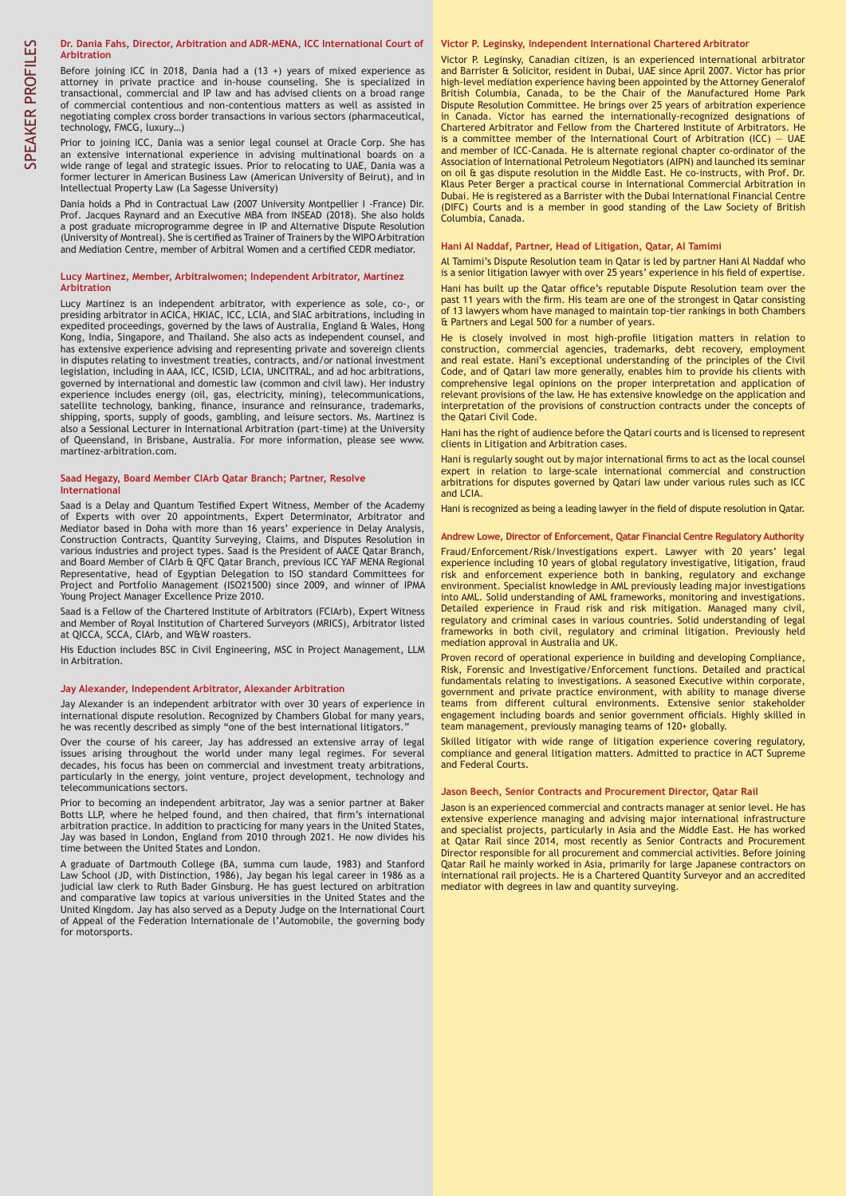# SPEAKER PROFILES

### Dr. Dania Fahs, Director, Arbitration and ADR-MENA, ICC International Court of Arbitration

Before joining ICC in 2018, Dania had a (13 +) years of mixed experience as attorney in private practice and in-house counseling. She is specialized in transactional, commercial and IP law and has advised clients on a broad range of commercial contentious and non-contentious matters as well as assisted in negotiating complex cross border transactions in various sectors (pharmaceutical, technology, FMCG, luxury…)

Prior to joining ICC, Dania was a senior legal counsel at Oracle Corp. She has an extensive international experience in advising multinational boards on a wide range of legal and strategic issues. Prior to relocating to UAE, Dania was a former lecturer in American Business Law (American University of Beirut), and in Intellectual Property Law (La Sagesse University)

Dania holds a Phd in Contractual Law (2007 University Montpellier I -France) Dir. Prof. Jacques Raynard and an Executive MBA from INSEAD (2018). She also holds a post graduate microprogramme degree in IP and Alternative Dispute Resolution (University of Montreal). She is certified as Trainer of Trainers by the WIPO Arbitration and Mediation Centre, member of Arbitral Women and a certified CEDR mediator.

### Lucy Martinez, Member, Arbitralwomen; Independent Arbitrator, Martinez Arbitration

Lucy Martinez is an independent arbitrator, with experience as sole, co-, or presiding arbitrator in ACICA, HKIAC, ICC, LCIA, and SIAC arbitrations, including in expedited proceedings, governed by the laws of Australia, England & Wales, Hong Kong, India, Singapore, and Thailand. She also acts as independent counsel, and has extensive experience advising and representing private and sovereign clients in disputes relating to investment treaties, contracts, and/or national investment legislation, including in AAA, ICC, ICSID, LCIA, UNCITRAL, and ad hoc arbitrations, governed by international and domestic law (common and civil law). Her industry experience includes energy (oil, gas, electricity, mining), telecommunications, satellite technology, banking, finance, insurance and reinsurance, trademarks, shipping, sports, supply of goods, gambling, and leisure sectors. Ms. Martinez is also a Sessional Lecturer in International Arbitration (part-time) at the University of Queensland, in Brisbane, Australia. For more information, please see www.martinez-arbitration.com.

### Saad Hegazy, Board Member CIArb Qatar Branch; Partner, Resolve International

Saad is a Delay and Quantum Testified Expert Witness, Member of the Academy of Experts with over 20 appointments, Expert Determinator, Arbitrator and Mediator based in Doha with more than 16 years' experience in Delay Analysis, Construction Contracts, Quantity Surveying, Claims, and Disputes Resolution in various industries and project types. Saad is the President of AACE Qatar Branch, and Board Member of CIArb & QFC Qatar Branch, previous ICC YAF MENA Regional Representative, head of Egyptian Delegation to ISO standard Committees for Project and Portfolio Management (ISO21500) since 2009, and winner of IPMA Young Project Manager Excellence Prize 2010.

Saad is a Fellow of the Chartered Institute of Arbitrators (FCIArb), Expert Witness and Member of Royal Institution of Chartered Surveyors (MRICS), Arbitrator listed at QICCA, SCCA, CIArb, and W&W roasters.

His Eduction includes BSC in Civil Engineering, MSC in Project Management, LLM in Arbitration.

### Jay Alexander, Independent Arbitrator, Alexander Arbitration

Jay Alexander is an independent arbitrator with over 30 years of experience in international dispute resolution. Recognized by Chambers Global for many years, he was recently described as simply "one of the best international litigators."

Over the course of his career, Jay has addressed an extensive array of legal issues arising throughout the world under many legal regimes. For several decades, his focus has been on commercial and investment treaty arbitrations, particularly in the energy, joint venture, project development, technology and telecommunications sectors.

Prior to becoming an independent arbitrator, Jay was a senior partner at Baker Botts LLP, where he helped found, and then chaired, that firm's international arbitration practice. In addition to practicing for many years in the United States, Jay was based in London, England from 2010 through 2021. He now divides his time between the United States and London.

A graduate of Dartmouth College (BA, summa cum laude, 1983) and Stanford Law School (JD, with Distinction, 1986), Jay began his legal career in 1986 as a judicial law clerk to Ruth Bader Ginsburg. He has guest lectured on arbitration and comparative law topics at various universities in the United States and the United Kingdom. Jay has also served as a Deputy Judge on the International Court of Appeal of the Federation Internationale de l'Automobile, the governing body for motorsports.

### Victor P. Leginsky, Independent International Chartered Arbitrator

Victor P. Leginsky, Canadian citizen, is an experienced international arbitrator and Barrister & Solicitor, resident in Dubai, UAE since April 2007. Victor has prior high-level mediation experience having been appointed by the Attorney Generalof British Columbia, Canada, to be the Chair of the Manufactured Home Park Dispute Resolution Committee. He brings over 25 years of arbitration experience in Canada. Victor has earned the internationally-recognized designations of Chartered Arbitrator and Fellow from the Chartered Institute of Arbitrators. He is a committee member of the International Court of Arbitration (ICC) — UAE and member of ICC-Canada. He is alternate regional chapter co-ordinator of the Association of International Petroleum Negotiators (AIPN) and launched its seminar on oil & gas dispute resolution in the Middle East. He co-instructs, with Prof. Dr. Klaus Peter Berger a practical course in International Commercial Arbitration in Dubai. He is registered as a Barrister with the Dubai International Financial Centre (DIFC) Courts and is a member in good standing of the Law Society of British Columbia, Canada.

### Hani Al Naddaf, Partner, Head of Litigation, Qatar, Al Tamimi

Al Tamimi's Dispute Resolution team in Qatar is led by partner Hani Al Naddaf who is a senior litigation lawyer with over 25 years' experience in his field of expertise.

Hani has built up the Qatar office's reputable Dispute Resolution team over the past 11 years with the firm. His team are one of the strongest in Qatar consisting of 13 lawyers whom have managed to maintain top-tier rankings in both Chambers & Partners and Legal 500 for a number of years.

He is closely involved in most high-profile litigation matters in relation to construction, commercial agencies, trademarks, debt recovery, employment and real estate. Hani's exceptional understanding of the principles of the Civil Code, and of Qatari law more generally, enables him to provide his clients with comprehensive legal opinions on the proper interpretation and application of relevant provisions of the law. He has extensive knowledge on the application and interpretation of the provisions of construction contracts under the concepts of the Qatari Civil Code.

Hani has the right of audience before the Qatari courts and is licensed to represent clients in Litigation and Arbitration cases.

Hani is regularly sought out by major international firms to act as the local counsel expert in relation to large-scale international commercial and construction arbitrations for disputes governed by Qatari law under various rules such as ICC and LCIA.

Hani is recognized as being a leading lawyer in the field of dispute resolution in Qatar.

### Andrew Lowe, Director of Enforcement, Qatar Financial Centre Regulatory Authority

Fraud/Enforcement/Risk/Investigations expert. Lawyer with 20 years' legal experience including 10 years of global regulatory investigative, litigation, fraud risk and enforcement experience both in banking, regulatory and exchange environment. Specialist knowledge in AML previously leading major investigations into AML. Solid understanding of AML frameworks, monitoring and investigations. Detailed experience in Fraud risk and risk mitigation. Managed many civil, regulatory and criminal cases in various countries. Solid understanding of legal frameworks in both civil, regulatory and criminal litigation. Previously held mediation approval in Australia and UK.

Proven record of operational experience in building and developing Compliance, Risk, Forensic and Investigative/Enforcement functions. Detailed and practical fundamentals relating to investigations. A seasoned Executive within corporate, government and private practice environment, with ability to manage diverse teams from different cultural environments. Extensive senior stakeholder engagement including boards and senior government officials. Highly skilled in team management, previously managing teams of 120+ globally.

Skilled litigator with wide range of litigation experience covering regulatory, compliance and general litigation matters. Admitted to practice in ACT Supreme and Federal Courts.

### Jason Beech, Senior Contracts and Procurement Director, Qatar Rail

Jason is an experienced commercial and contracts manager at senior level. He has extensive experience managing and advising major international infrastructure and specialist projects, particularly in Asia and the Middle East. He has worked at Qatar Rail since 2014, most recently as Senior Contracts and Procurement Director responsible for all procurement and commercial activities. Before joining Qatar Rail he mainly worked in Asia, primarily for large Japanese contractors on international rail projects. He is a Chartered Quantity Surveyor and an accredited mediator with degrees in law and quantity surveying.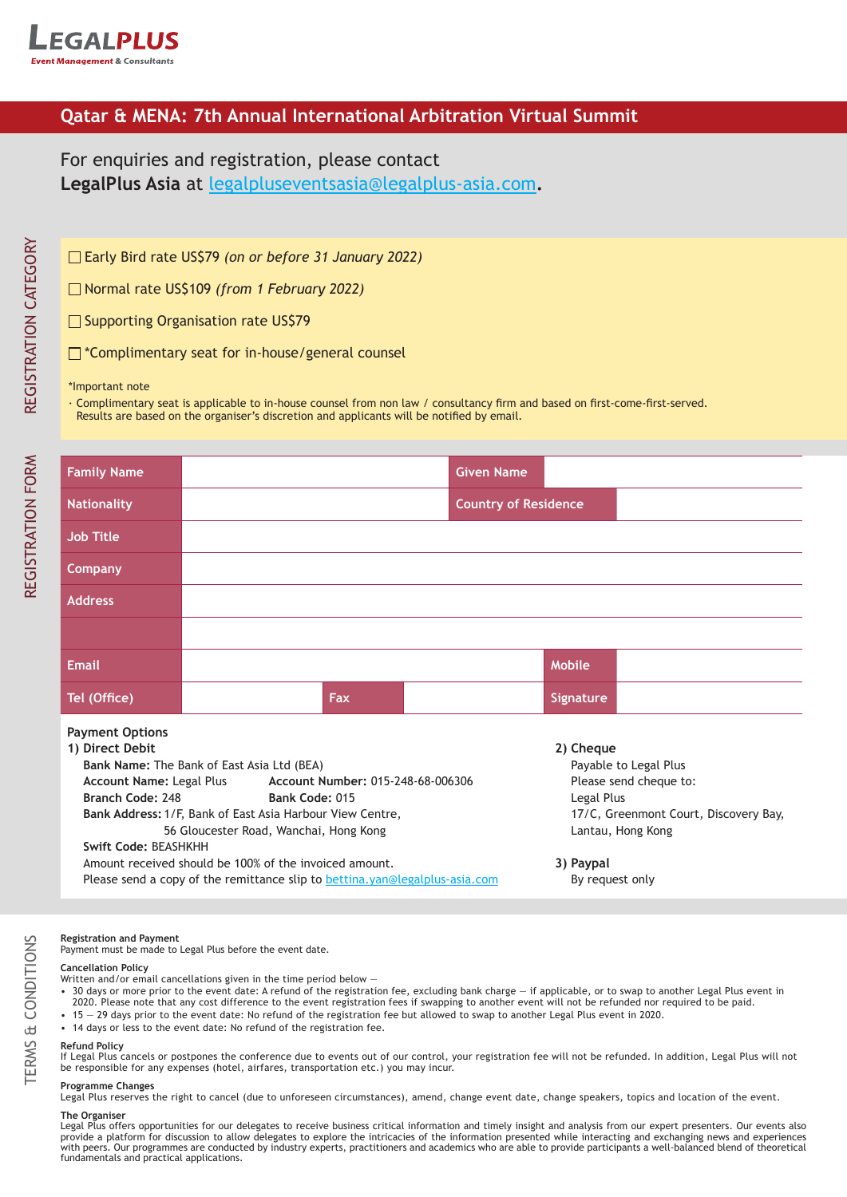**LEGALPLUS**
*Event Management & Consultants*

# Qatar & MENA: 7th Annual International Arbitration Virtual Summit

For enquiries and registration, please contact
**LegalPlus Asia** at legalpluseventsasia@legalplus-asia.com.

## REGISTRATION CATEGORY

- ☐ Early Bird rate US$79 *(on or before 31 January 2022)*
- ☐ Normal rate US$109 *(from 1 February 2022)*
- ☐ Supporting Organisation rate US$79
- ☐ *Complimentary seat for in-house/general counsel

*Important note
· Complimentary seat is applicable to in-house counsel from non law / consultancy firm and based on first-come-first-served. Results are based on the organiser's discretion and applicants will be notified by email.

## REGISTRATION FORM

| | | | | | |
|---|---|---|---|---|---|
| **Family Name** | | | **Given Name** | | |
| **Nationality** | | | **Country of Residence** | | |
| **Job Title** | | | | | |
| **Company** | | | | | |
| **Address** | | | | | |
| | | | | | |
| **Email** | | | **Mobile** | | |
| **Tel (Office)** | | **Fax** | | **Signature** | |

**Payment Options**

**1) Direct Debit**

**Bank Name:** The Bank of East Asia Ltd (BEA)
**Account Name:** Legal Plus **Account Number:** 015-248-68-006306
**Branch Code:** 248 **Bank Code:** 015
**Bank Address:** 1/F, Bank of East Asia Harbour View Centre, 56 Gloucester Road, Wanchai, Hong Kong
**Swift Code:** BEASHKHH
Amount received should be 100% of the invoiced amount.
Please send a copy of the remittance slip to bettina.yan@legalplus-asia.com

**2) Cheque**

Payable to Legal Plus
Please send cheque to:
Legal Plus
17/C, Greenmont Court, Discovery Bay,
Lantau, Hong Kong

**3) Paypal**

By request only

## TERMS & CONDITIONS

**Registration and Payment**
Payment must be made to Legal Plus before the event date.

**Cancellation Policy**
Written and/or email cancellations given in the time period below –

- 30 days or more prior to the event date: A refund of the registration fee, excluding bank charge – if applicable, or to swap to another Legal Plus event in 2020. Please note that any cost difference to the event registration fees if swapping to another event will not be refunded nor required to be paid.
- 15 – 29 days prior to the event date: No refund of the registration fee but allowed to swap to another Legal Plus event in 2020.
- 14 days or less to the event date: No refund of the registration fee.

**Refund Policy**
If Legal Plus cancels or postpones the conference due to events out of our control, your registration fee will not be refunded. In addition, Legal Plus will not be responsible for any expenses (hotel, airfares, transportation etc.) you may incur.

**Programme Changes**
Legal Plus reserves the right to cancel (due to unforeseen circumstances), amend, change event date, change speakers, topics and location of the event.

**The Organiser**
Legal Plus offers opportunities for our delegates to receive business critical information and timely insight and analysis from our expert presenters. Our events also provide a platform for discussion to allow delegates to explore the intricacies of the information presented while interacting and exchanging news and experiences with peers. Our programmes are conducted by industry experts, practitioners and academics who are able to provide participants a well-balanced blend of theoretical fundamentals and practical applications.